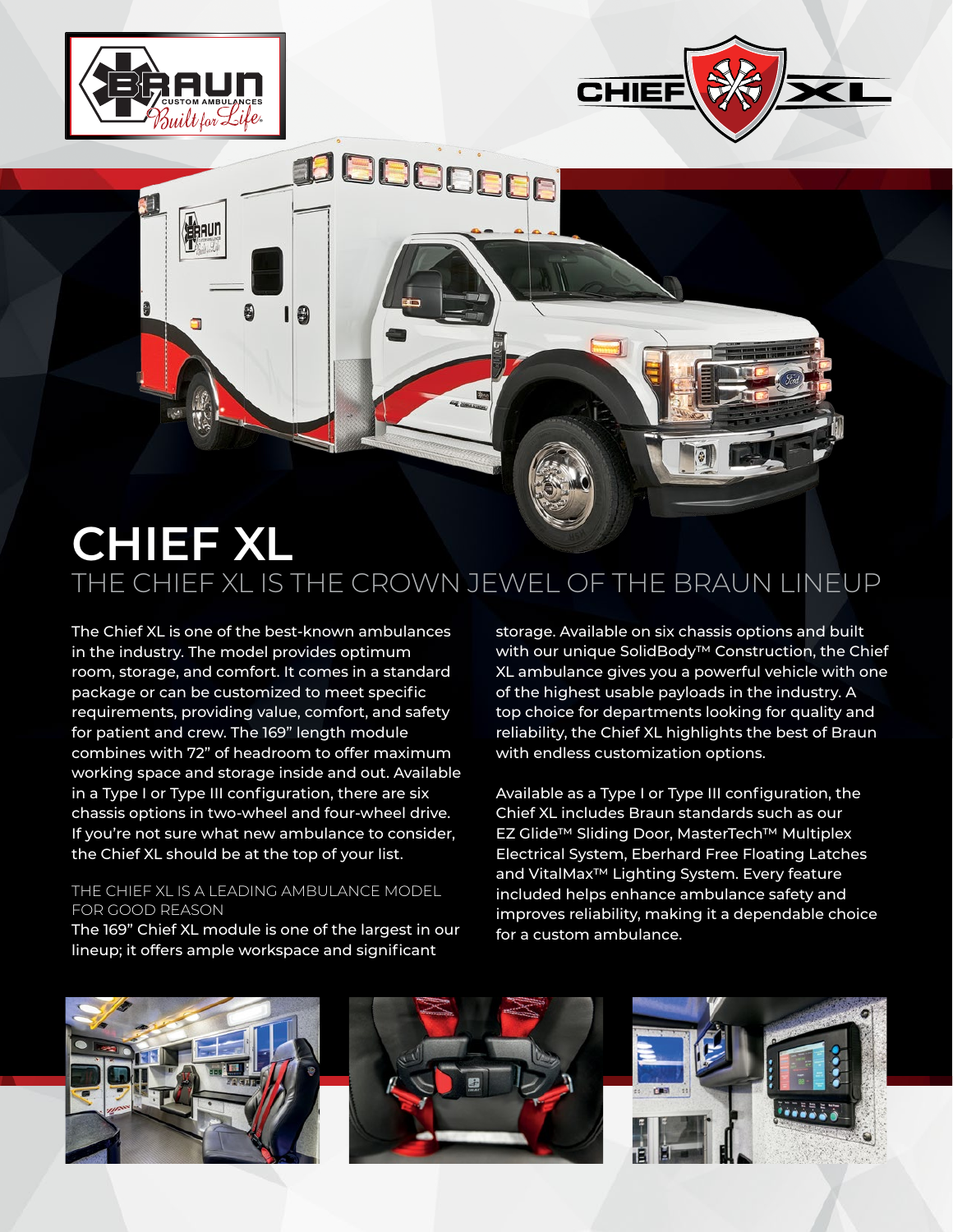# CHIEF XL

## THE CHIEF XL IS THE CROWN JEWEL OF THE BRAUN LINEUP

The Chief XL is one of the best-known ambulances in the industry. The model provides optimum room, storage, and comfort. It comes in a standard package or can be customized to meet specific requirements, providing value, comfort, and safety for patient and crew. The 169" length module combines with 72" of headroom to offer maximum working space and storage inside and out. Available in a Type I or Type III configuration, there are six chassis options in two-wheel and four-wheel drive. If you're not sure what new ambulance to consider, the Chief XL should be at the top of your list.

### THE CHIEF XL IS A LEADING AMBULANCE MODEL FOR GOOD REASON

The 169" Chief XL module is one of the largest in our lineup; it offers ample workspace and significant storage. Available on six chassis options and built with our unique SolidBody™ Construction, the Chief XL ambulance gives you a powerful vehicle with one of the highest usable payloads in the industry. A top choice for departments looking for quality and reliability, the Chief XL highlights the best of Braun with endless customization options.

Available as a Type I or Type III configuration, the Chief XL includes Braun standards such as our EZ Glide™ Sliding Door, MasterTech™ Multiplex Electrical System, Eberhard Free Floating Latches and VitalMax™ Lighting System. Every feature included helps enhance ambulance safety and improves reliability, making it a dependable choice for a custom ambulance.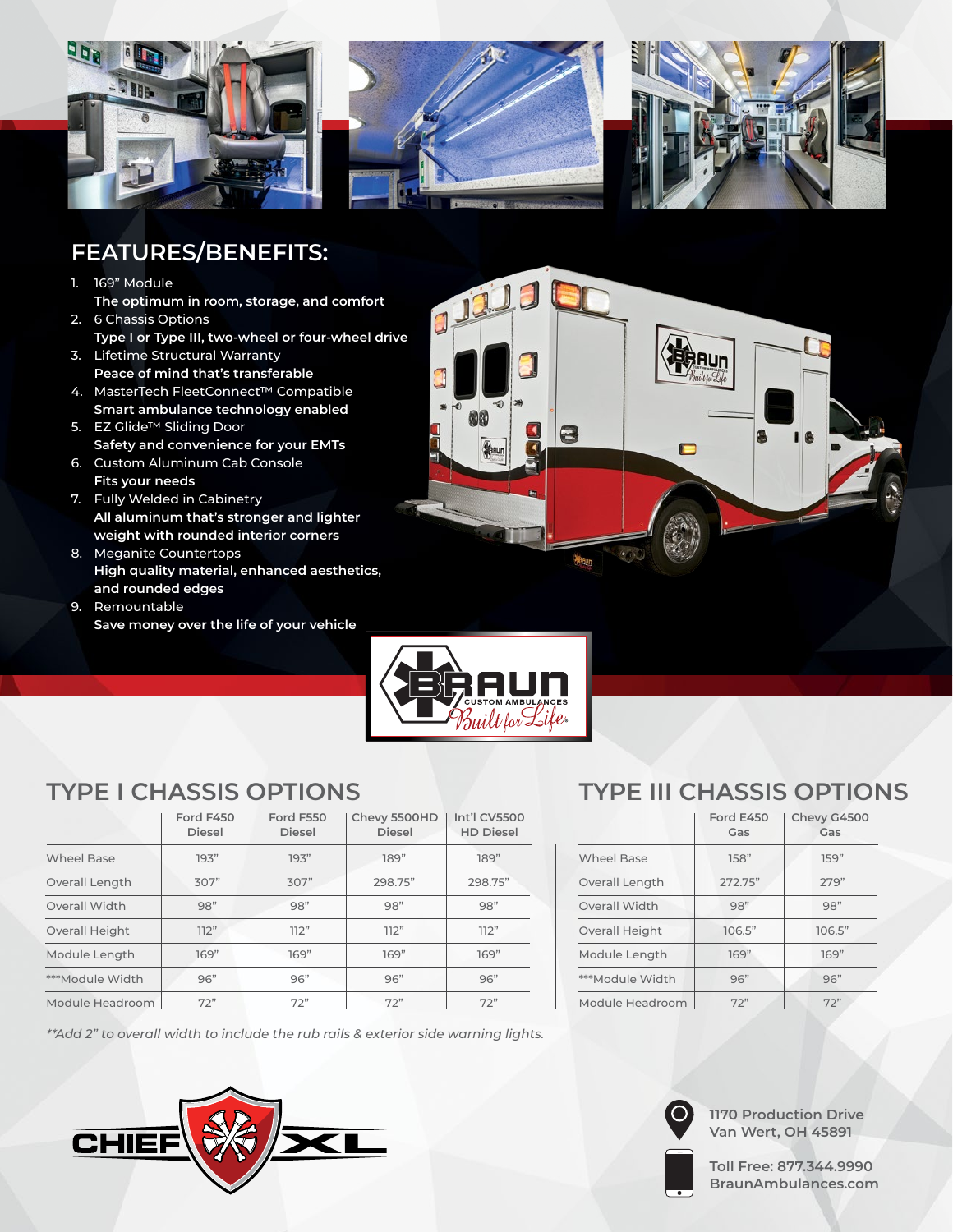## FEATURES/BENEFITS:

1. 169" Module
   **The optimum in room, storage, and comfort**
2. 6 Chassis Options
   **Type I or Type III, two-wheel or four-wheel drive**
3. Lifetime Structural Warranty
   **Peace of mind that's transferable**
4. MasterTech FleetConnect™ Compatible
   **Smart ambulance technology enabled**
5. EZ Glide™ Sliding Door
   **Safety and convenience for your EMTs**
6. Custom Aluminum Cab Console
   **Fits your needs**
7. Fully Welded in Cabinetry
   **All aluminum that's stronger and lighter weight with rounded interior corners**
8. Meganite Countertops
   **High quality material, enhanced aesthetics, and rounded edges**
9. Remountable
   **Save money over the life of your vehicle**

BRAUN CUSTOM AMBULANCES Built for Life.

## TYPE I CHASSIS OPTIONS

| | Ford F450 Diesel | Ford F550 Diesel | Chevy 5500HD Diesel | Int'l CV5500 HD Diesel |
|---|---|---|---|---|
| Wheel Base | 193" | 193" | 189" | 189" |
| Overall Length | 307" | 307" | 298.75" | 298.75" |
| Overall Width | 98" | 98" | 98" | 98" |
| Overall Height | 112" | 112" | 112" | 112" |
| Module Length | 169" | 169" | 169" | 169" |
| ***Module Width | 96" | 96" | 96" | 96" |
| Module Headroom | 72" | 72" | 72" | 72" |

## TYPE III CHASSIS OPTIONS

| | Ford E450 Gas | Chevy G4500 Gas |
|---|---|---|
| Wheel Base | 158" | 159" |
| Overall Length | 272.75" | 279" |
| Overall Width | 98" | 98" |
| Overall Height | 106.5" | 106.5" |
| Module Length | 169" | 169" |
| ***Module Width | 96" | 96" |
| Module Headroom | 72" | 72" |

*\*\*Add 2" to overall width to include the rub rails & exterior side warning lights.*

CHIEF XL

1170 Production Drive
Van Wert, OH 45891

Toll Free: 877.344.9990
BraunAmbulances.com